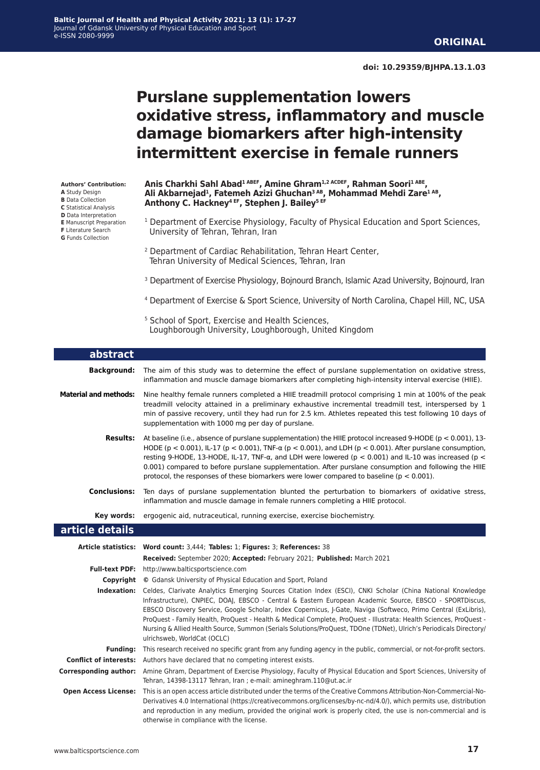**ORIGINAL**

**doi: 10.29359/BJHPA.13.1.03**

# Purslane supplementation lowers oxidative stress, inflammatory and muscle damage biomarkers after high-intensity intermittent exercise in female runners

**Authors' Contribution:**
**A** Study Design
**B** Data Collection
**C** Statistical Analysis
**D** Data Interpretation
**E** Manuscript Preparation
**F** Literature Search
**G** Funds Collection

**Anis Charkhi Sahl Abad[1 ABEF], Amine Ghram[1,2 ACDEF], Rahman Soori[1 ABE], Ali Akbarnejad[1], Fatemeh Azizi Ghuchan[3 AB], Mohammad Mehdi Zare[1 AB], Anthony C. Hackney[4 EF], Stephen J. Bailey[5 EF]**

[1] Department of Exercise Physiology, Faculty of Physical Education and Sport Sciences, University of Tehran, Tehran, Iran

[2] Department of Cardiac Rehabilitation, Tehran Heart Center, Tehran University of Medical Sciences, Tehran, Iran

[3] Department of Exercise Physiology, Bojnourd Branch, Islamic Azad University, Bojnourd, Iran

[4] Department of Exercise & Sport Science, University of North Carolina, Chapel Hill, NC, USA

[5] School of Sport, Exercise and Health Sciences, Loughborough University, Loughborough, United Kingdom

## abstract

**Background:** The aim of this study was to determine the effect of purslane supplementation on oxidative stress, inflammation and muscle damage biomarkers after completing high-intensity interval exercise (HIIE).

**Material and methods:** Nine healthy female runners completed a HIIE treadmill protocol comprising 1 min at 100% of the peak treadmill velocity attained in a preliminary exhaustive incremental treadmill test, interspersed by 1 min of passive recovery, until they had run for 2.5 km. Athletes repeated this test following 10 days of supplementation with 1000 mg per day of purslane.

**Results:** At baseline (i.e., absence of purslane supplementation) the HIIE protocol increased 9-HODE ($p < 0.001$), 13-HODE ($p < 0.001$), IL-17 ($p < 0.001$), TNF-α ($p < 0.001$), and LDH ($p < 0.001$). After purslane consumption, resting 9-HODE, 13-HODE, IL-17, TNF-α, and LDH were lowered ($p < 0.001$) and IL-10 was increased ($p < 0.001$) compared to before purslane supplementation. After purslane consumption and following the HIIE protocol, the responses of these biomarkers were lower compared to baseline ($p < 0.001$).

**Conclusions:** Ten days of purslane supplementation blunted the perturbation to biomarkers of oxidative stress, inflammation and muscle damage in female runners completing a HIIE protocol.

**Key words:** ergogenic aid, nutraceutical, running exercise, exercise biochemistry.

## article details

**Article statistics:** **Word count:** 3,444; **Tables:** 1; **Figures:** 3; **References:** 38
**Received:** September 2020; **Accepted:** February 2021; **Published:** March 2021

**Full-text PDF:** http://www.balticsportscience.com

**Copyright** © Gdansk University of Physical Education and Sport, Poland

**Indexation:** Celdes, Clarivate Analytics Emerging Sources Citation Index (ESCI), CNKI Scholar (China National Knowledge Infrastructure), CNPIEC, DOAJ, EBSCO - Central & Eastern European Academic Source, EBSCO - SPORTDiscus, EBSCO Discovery Service, Google Scholar, Index Copernicus, J-Gate, Naviga (Softweco, Primo Central (ExLibris), ProQuest - Family Health, ProQuest - Health & Medical Complete, ProQuest - Illustrata: Health Sciences, ProQuest - Nursing & Allied Health Source, Summon (Serials Solutions/ProQuest, TDOne (TDNet), Ulrich's Periodicals Directory/ulrichsweb, WorldCat (OCLC)

**Funding:** This research received no specific grant from any funding agency in the public, commercial, or not-for-profit sectors.

**Conflict of interests:** Authors have declared that no competing interest exists.

**Corresponding author:** Amine Ghram, Department of Exercise Physiology, Faculty of Physical Education and Sport Sciences, University of Tehran, 14398-13117 Tehran, Iran ; e-mail: amineghram.110@ut.ac.ir

**Open Access License:** This is an open access article distributed under the terms of the Creative Commons Attribution-Non-Commercial-No-Derivatives 4.0 International (https://creativecommons.org/licenses/by-nc-nd/4.0/), which permits use, distribution and reproduction in any medium, provided the original work is properly cited, the use is non-commercial and is otherwise in compliance with the license.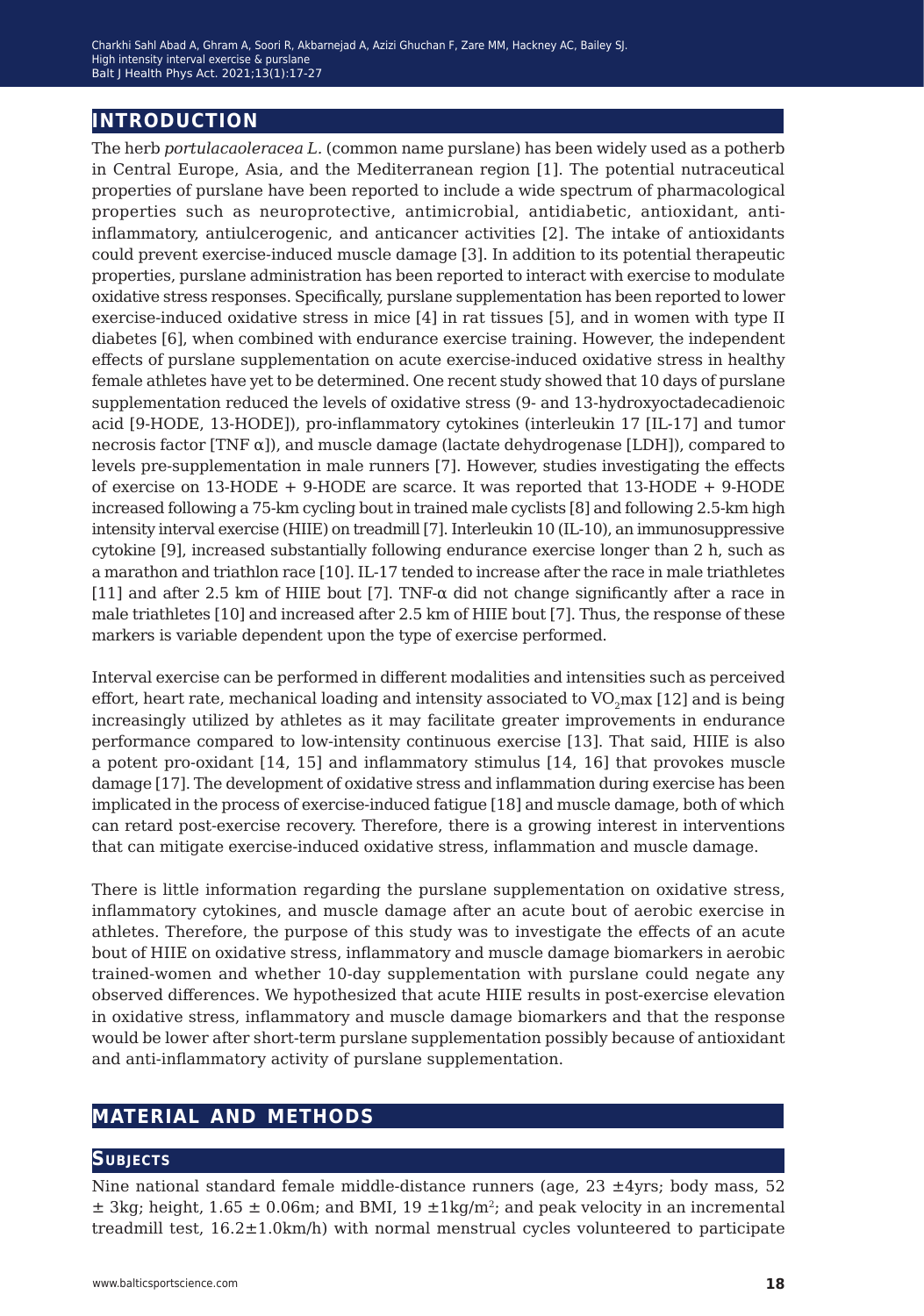## INTRODUCTION

The herb *portulacaoleracea L.* (common name purslane) has been widely used as a potherb in Central Europe, Asia, and the Mediterranean region [1]. The potential nutraceutical properties of purslane have been reported to include a wide spectrum of pharmacological properties such as neuroprotective, antimicrobial, antidiabetic, antioxidant, anti-inflammatory, antiulcerogenic, and anticancer activities [2]. The intake of antioxidants could prevent exercise-induced muscle damage [3]. In addition to its potential therapeutic properties, purslane administration has been reported to interact with exercise to modulate oxidative stress responses. Specifically, purslane supplementation has been reported to lower exercise-induced oxidative stress in mice [4] in rat tissues [5], and in women with type II diabetes [6], when combined with endurance exercise training. However, the independent effects of purslane supplementation on acute exercise-induced oxidative stress in healthy female athletes have yet to be determined. One recent study showed that 10 days of purslane supplementation reduced the levels of oxidative stress (9- and 13-hydroxyoctadecadienoic acid [9-HODE, 13-HODE]), pro-inflammatory cytokines (interleukin 17 [IL-17] and tumor necrosis factor [TNF α]), and muscle damage (lactate dehydrogenase [LDH]), compared to levels pre-supplementation in male runners [7]. However, studies investigating the effects of exercise on 13-HODE + 9-HODE are scarce. It was reported that 13-HODE + 9-HODE increased following a 75-km cycling bout in trained male cyclists [8] and following 2.5-km high intensity interval exercise (HIIE) on treadmill [7]. Interleukin 10 (IL-10), an immunosuppressive cytokine [9], increased substantially following endurance exercise longer than 2 h, such as a marathon and triathlon race [10]. IL-17 tended to increase after the race in male triathletes [11] and after 2.5 km of HIIE bout [7]. TNF-α did not change significantly after a race in male triathletes [10] and increased after 2.5 km of HIIE bout [7]. Thus, the response of these markers is variable dependent upon the type of exercise performed.

Interval exercise can be performed in different modalities and intensities such as perceived effort, heart rate, mechanical loading and intensity associated to $VO_2$max [12] and is being increasingly utilized by athletes as it may facilitate greater improvements in endurance performance compared to low-intensity continuous exercise [13]. That said, HIIE is also a potent pro-oxidant [14, 15] and inflammatory stimulus [14, 16] that provokes muscle damage [17]. The development of oxidative stress and inflammation during exercise has been implicated in the process of exercise-induced fatigue [18] and muscle damage, both of which can retard post-exercise recovery. Therefore, there is a growing interest in interventions that can mitigate exercise-induced oxidative stress, inflammation and muscle damage.

There is little information regarding the purslane supplementation on oxidative stress, inflammatory cytokines, and muscle damage after an acute bout of aerobic exercise in athletes. Therefore, the purpose of this study was to investigate the effects of an acute bout of HIIE on oxidative stress, inflammatory and muscle damage biomarkers in aerobic trained-women and whether 10-day supplementation with purslane could negate any observed differences. We hypothesized that acute HIIE results in post-exercise elevation in oxidative stress, inflammatory and muscle damage biomarkers and that the response would be lower after short-term purslane supplementation possibly because of antioxidant and anti-inflammatory activity of purslane supplementation.

## MATERIAL AND METHODS

### SUBJECTS

Nine national standard female middle-distance runners (age, 23 ±4yrs; body mass, 52 ± 3kg; height, 1.65 ± 0.06m; and BMI, 19 ±1kg/m$^2$; and peak velocity in an incremental treadmill test, 16.2±1.0km/h) with normal menstrual cycles volunteered to participate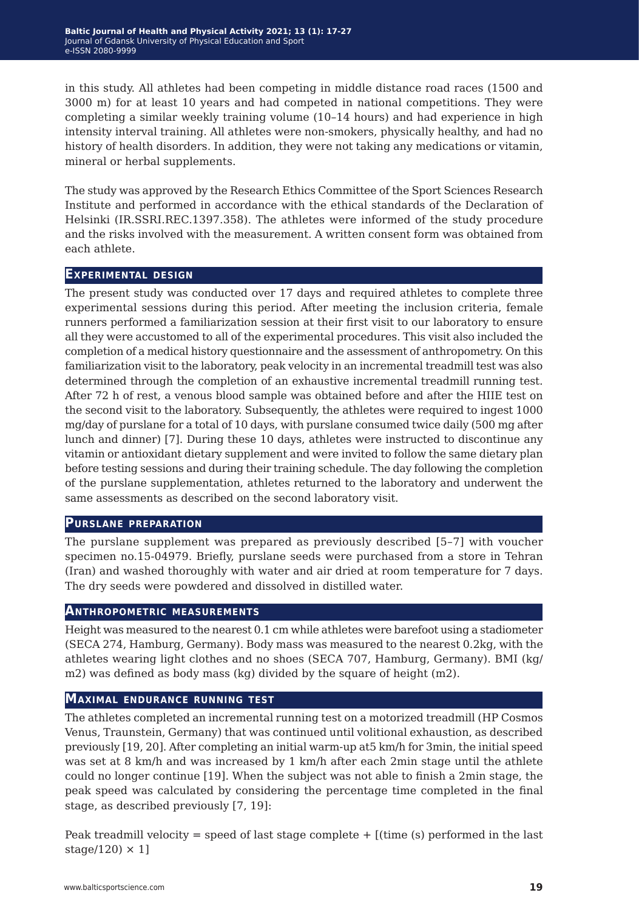in this study. All athletes had been competing in middle distance road races (1500 and 3000 m) for at least 10 years and had competed in national competitions. They were completing a similar weekly training volume (10–14 hours) and had experience in high intensity interval training. All athletes were non-smokers, physically healthy, and had no history of health disorders. In addition, they were not taking any medications or vitamin, mineral or herbal supplements.

The study was approved by the Research Ethics Committee of the Sport Sciences Research Institute and performed in accordance with the ethical standards of the Declaration of Helsinki (IR.SSRI.REC.1397.358). The athletes were informed of the study procedure and the risks involved with the measurement. A written consent form was obtained from each athlete.

## Experimental design

The present study was conducted over 17 days and required athletes to complete three experimental sessions during this period. After meeting the inclusion criteria, female runners performed a familiarization session at their first visit to our laboratory to ensure all they were accustomed to all of the experimental procedures. This visit also included the completion of a medical history questionnaire and the assessment of anthropometry. On this familiarization visit to the laboratory, peak velocity in an incremental treadmill test was also determined through the completion of an exhaustive incremental treadmill running test. After 72 h of rest, a venous blood sample was obtained before and after the HIIE test on the second visit to the laboratory. Subsequently, the athletes were required to ingest 1000 mg/day of purslane for a total of 10 days, with purslane consumed twice daily (500 mg after lunch and dinner) [7]. During these 10 days, athletes were instructed to discontinue any vitamin or antioxidant dietary supplement and were invited to follow the same dietary plan before testing sessions and during their training schedule. The day following the completion of the purslane supplementation, athletes returned to the laboratory and underwent the same assessments as described on the second laboratory visit.

## Purslane preparation

The purslane supplement was prepared as previously described [5–7] with voucher specimen no.15-04979. Briefly, purslane seeds were purchased from a store in Tehran (Iran) and washed thoroughly with water and air dried at room temperature for 7 days. The dry seeds were powdered and dissolved in distilled water.

## Anthropometric measurements

Height was measured to the nearest 0.1 cm while athletes were barefoot using a stadiometer (SECA 274, Hamburg, Germany). Body mass was measured to the nearest 0.2kg, with the athletes wearing light clothes and no shoes (SECA 707, Hamburg, Germany). BMI (kg/m2) was defined as body mass (kg) divided by the square of height (m2).

## Maximal endurance running test

The athletes completed an incremental running test on a motorized treadmill (HP Cosmos Venus, Traunstein, Germany) that was continued until volitional exhaustion, as described previously [19, 20]. After completing an initial warm-up at5 km/h for 3min, the initial speed was set at 8 km/h and was increased by 1 km/h after each 2min stage until the athlete could no longer continue [19]. When the subject was not able to finish a 2min stage, the peak speed was calculated by considering the percentage time completed in the final stage, as described previously [7, 19]:

Peak treadmill velocity = speed of last stage complete + [(time (s) performed in the last stage/120) × 1]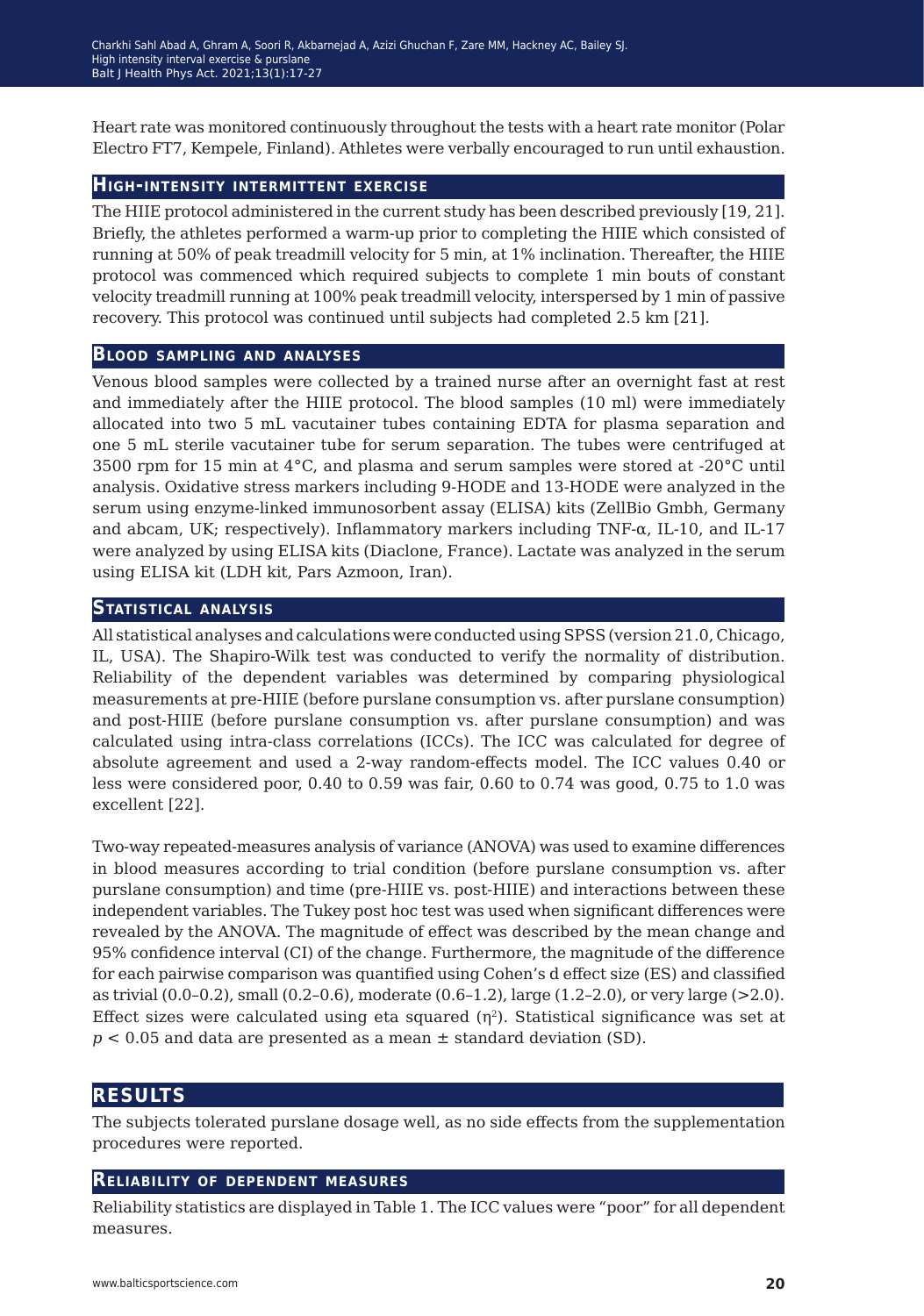Heart rate was monitored continuously throughout the tests with a heart rate monitor (Polar Electro FT7, Kempele, Finland). Athletes were verbally encouraged to run until exhaustion.

### High-intensity intermittent exercise

The HIIE protocol administered in the current study has been described previously [19, 21]. Briefly, the athletes performed a warm-up prior to completing the HIIE which consisted of running at 50% of peak treadmill velocity for 5 min, at 1% inclination. Thereafter, the HIIE protocol was commenced which required subjects to complete 1 min bouts of constant velocity treadmill running at 100% peak treadmill velocity, interspersed by 1 min of passive recovery. This protocol was continued until subjects had completed 2.5 km [21].

### Blood sampling and analyses

Venous blood samples were collected by a trained nurse after an overnight fast at rest and immediately after the HIIE protocol. The blood samples (10 ml) were immediately allocated into two 5 mL vacutainer tubes containing EDTA for plasma separation and one 5 mL sterile vacutainer tube for serum separation. The tubes were centrifuged at 3500 rpm for 15 min at 4°C, and plasma and serum samples were stored at -20°C until analysis. Oxidative stress markers including 9-HODE and 13-HODE were analyzed in the serum using enzyme-linked immunosorbent assay (ELISA) kits (ZellBio Gmbh, Germany and abcam, UK; respectively). Inflammatory markers including TNF-α, IL-10, and IL-17 were analyzed by using ELISA kits (Diaclone, France). Lactate was analyzed in the serum using ELISA kit (LDH kit, Pars Azmoon, Iran).

### Statistical analysis

All statistical analyses and calculations were conducted using SPSS (version 21.0, Chicago, IL, USA). The Shapiro-Wilk test was conducted to verify the normality of distribution. Reliability of the dependent variables was determined by comparing physiological measurements at pre-HIIE (before purslane consumption vs. after purslane consumption) and post-HIIE (before purslane consumption vs. after purslane consumption) and was calculated using intra-class correlations (ICCs). The ICC was calculated for degree of absolute agreement and used a 2-way random-effects model. The ICC values 0.40 or less were considered poor, 0.40 to 0.59 was fair, 0.60 to 0.74 was good, 0.75 to 1.0 was excellent [22].

Two-way repeated-measures analysis of variance (ANOVA) was used to examine differences in blood measures according to trial condition (before purslane consumption vs. after purslane consumption) and time (pre-HIIE vs. post-HIIE) and interactions between these independent variables. The Tukey post hoc test was used when significant differences were revealed by the ANOVA. The magnitude of effect was described by the mean change and 95% confidence interval (CI) of the change. Furthermore, the magnitude of the difference for each pairwise comparison was quantified using Cohen's d effect size (ES) and classified as trivial (0.0–0.2), small (0.2–0.6), moderate (0.6–1.2), large (1.2–2.0), or very large (>2.0). Effect sizes were calculated using eta squared ($\eta^2$). Statistical significance was set at $p < 0.05$ and data are presented as a mean ± standard deviation (SD).

## Results

The subjects tolerated purslane dosage well, as no side effects from the supplementation procedures were reported.

### Reliability of dependent measures

Reliability statistics are displayed in Table 1. The ICC values were "poor" for all dependent measures.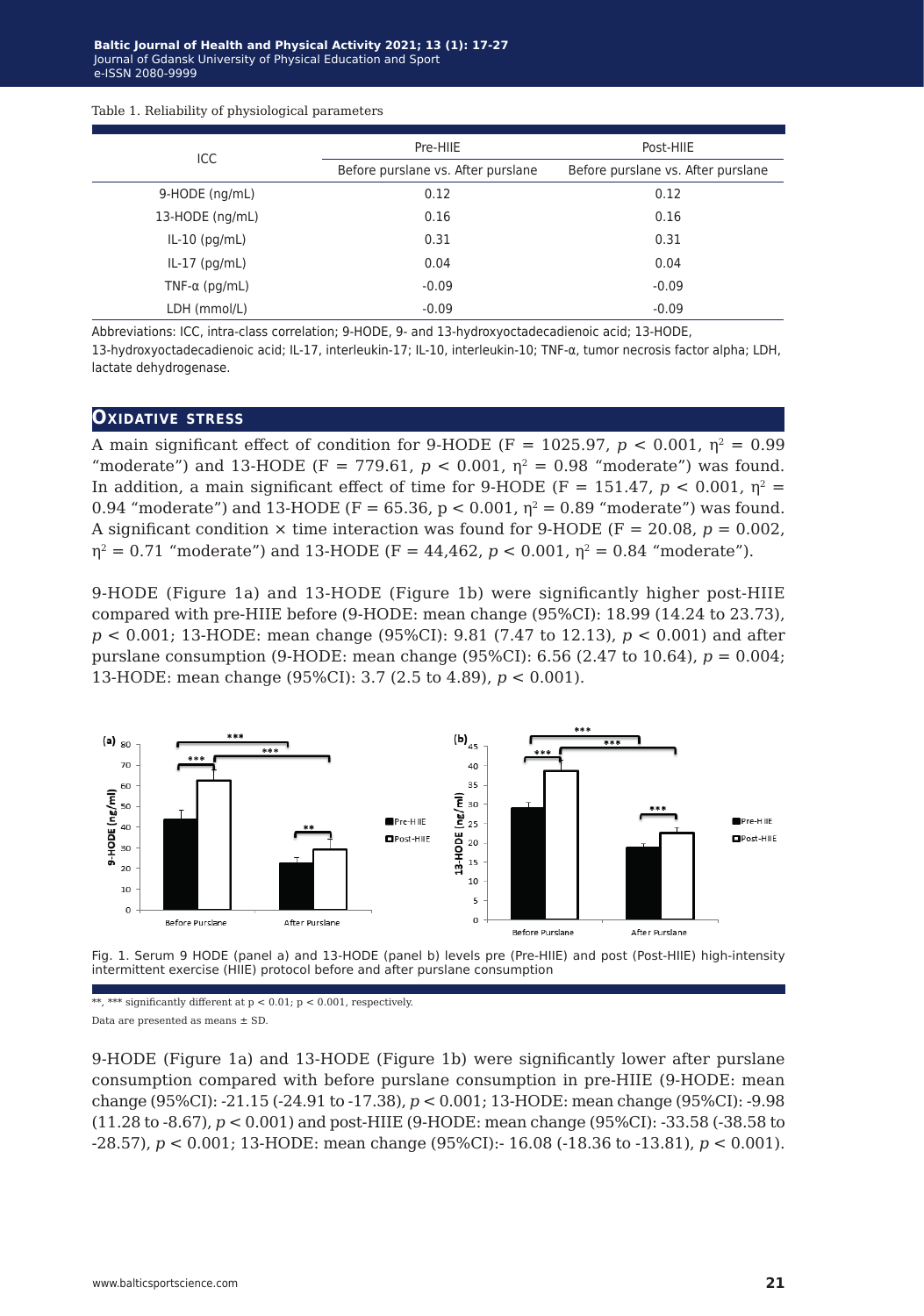Table 1. Reliability of physiological parameters

| ICC | Pre-HIIE | Post-HIIE |
|---|---|---|
| | Before purslane vs. After purslane | Before purslane vs. After purslane |
| 9-HODE (ng/mL) | 0.12 | 0.12 |
| 13-HODE (ng/mL) | 0.16 | 0.16 |
| IL-10 (pg/mL) | 0.31 | 0.31 |
| IL-17 (pg/mL) | 0.04 | 0.04 |
| TNF-α (pg/mL) | -0.09 | -0.09 |
| LDH (mmol/L) | -0.09 | -0.09 |

Abbreviations: ICC, intra-class correlation; 9-HODE, 9- and 13-hydroxyoctadecadienoic acid; 13-HODE, 13-hydroxyoctadecadienoic acid; IL-17, interleukin-17; IL-10, interleukin-10; TNF-α, tumor necrosis factor alpha; LDH, lactate dehydrogenase.

## Oxidative stress

A main significant effect of condition for 9-HODE (F = 1025.97, $p < 0.001$, $\eta^2 = 0.99$ "moderate") and 13-HODE (F = 779.61, $p < 0.001$, $\eta^2 = 0.98$ "moderate") was found. In addition, a main significant effect of time for 9-HODE (F = 151.47, $p < 0.001$, $\eta^2 = 0.94$ "moderate") and 13-HODE (F = 65.36, $p < 0.001$, $\eta^2 = 0.89$ "moderate") was found. A significant condition × time interaction was found for 9-HODE (F = 20.08, $p = 0.002$, $\eta^2 = 0.71$ "moderate") and 13-HODE (F = 44,462, $p < 0.001$, $\eta^2 = 0.84$ "moderate").

9-HODE (Figure 1a) and 13-HODE (Figure 1b) were significantly higher post-HIIE compared with pre-HIIE before (9-HODE: mean change (95%CI): 18.99 (14.24 to 23.73), $p < 0.001$; 13-HODE: mean change (95%CI): 9.81 (7.47 to 12.13), $p < 0.001$) and after purslane consumption (9-HODE: mean change (95%CI): 6.56 (2.47 to 10.64), $p = 0.004$; 13-HODE: mean change (95%CI): 3.7 (2.5 to 4.89), $p < 0.001$).

Fig. 1. Serum 9 HODE (panel a) and 13-HODE (panel b) levels pre (Pre-HIIE) and post (Post-HIIE) high-intensity intermittent exercise (HIIE) protocol before and after purslane consumption

**, *** significantly different at p < 0.01; p < 0.001, respectively.

Data are presented as means ± SD.

9-HODE (Figure 1a) and 13-HODE (Figure 1b) were significantly lower after purslane consumption compared with before purslane consumption in pre-HIIE (9-HODE: mean change (95%CI): -21.15 (-24.91 to -17.38), $p < 0.001$; 13-HODE: mean change (95%CI): -9.98 (11.28 to -8.67), $p < 0.001$) and post-HIIE (9-HODE: mean change (95%CI): -33.58 (-38.58 to -28.57), $p < 0.001$; 13-HODE: mean change (95%CI):- 16.08 (-18.36 to -13.81), $p < 0.001$).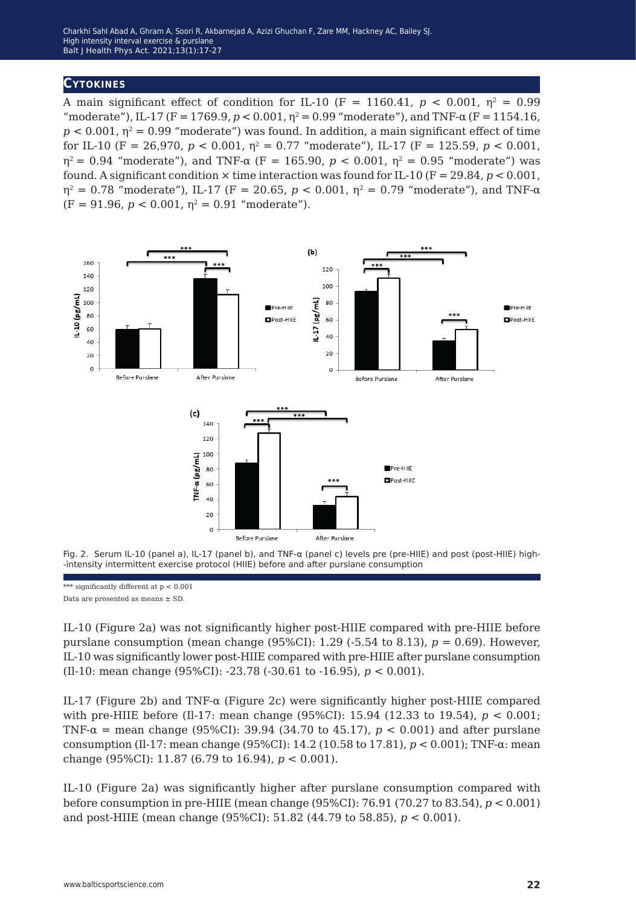## Cytokines

A main significant effect of condition for IL-10 (F = 1160.41, $p$ < 0.001, $\eta^2$ = 0.99 "moderate"), IL-17 (F = 1769.9, $p$ < 0.001, $\eta^2$ = 0.99 "moderate"), and TNF-α (F = 1154.16, $p$ < 0.001, $\eta^2$ = 0.99 "moderate") was found. In addition, a main significant effect of time for IL-10 (F = 26,970, $p$ < 0.001, $\eta^2$ = 0.77 "moderate"), IL-17 (F = 125.59, $p$ < 0.001, $\eta^2$ = 0.94 "moderate"), and TNF-α (F = 165.90, $p$ < 0.001, $\eta^2$ = 0.95 "moderate") was found. A significant condition × time interaction was found for IL-10 (F = 29.84, $p$ < 0.001, $\eta^2$ = 0.78 "moderate"), IL-17 (F = 20.65, $p$ < 0.001, $\eta^2$ = 0.79 "moderate"), and TNF-α (F = 91.96, $p$ < 0.001, $\eta^2$ = 0.91 "moderate").

Fig. 2. Serum IL-10 (panel a), IL-17 (panel b), and TNF-α (panel c) levels pre (pre-HIIE) and post (post-HIIE) high-intensity intermittent exercise protocol (HIIE) before and after purslane consumption

*** significantly different at p < 0.001
Data are presented as means ± SD.

IL-10 (Figure 2a) was not significantly higher post-HIIE compared with pre-HIIE before purslane consumption (mean change (95%CI): 1.29 (-5.54 to 8.13), $p$ = 0.69). However, IL-10 was significantly lower post-HIIE compared with pre-HIIE after purslane consumption (Il-10: mean change (95%CI): -23.78 (-30.61 to -16.95), $p$ < 0.001).

IL-17 (Figure 2b) and TNF-α (Figure 2c) were significantly higher post-HIIE compared with pre-HIIE before (Il-17: mean change (95%CI): 15.94 (12.33 to 19.54), $p$ < 0.001; TNF-α = mean change (95%CI): 39.94 (34.70 to 45.17), $p$ < 0.001) and after purslane consumption (Il-17: mean change (95%CI): 14.2 (10.58 to 17.81), $p$ < 0.001); TNF-α: mean change (95%CI): 11.87 (6.79 to 16.94), $p$ < 0.001).

IL-10 (Figure 2a) was significantly higher after purslane consumption compared with before consumption in pre-HIIE (mean change (95%CI): 76.91 (70.27 to 83.54), $p$ < 0.001) and post-HIIE (mean change (95%CI): 51.82 (44.79 to 58.85), $p$ < 0.001).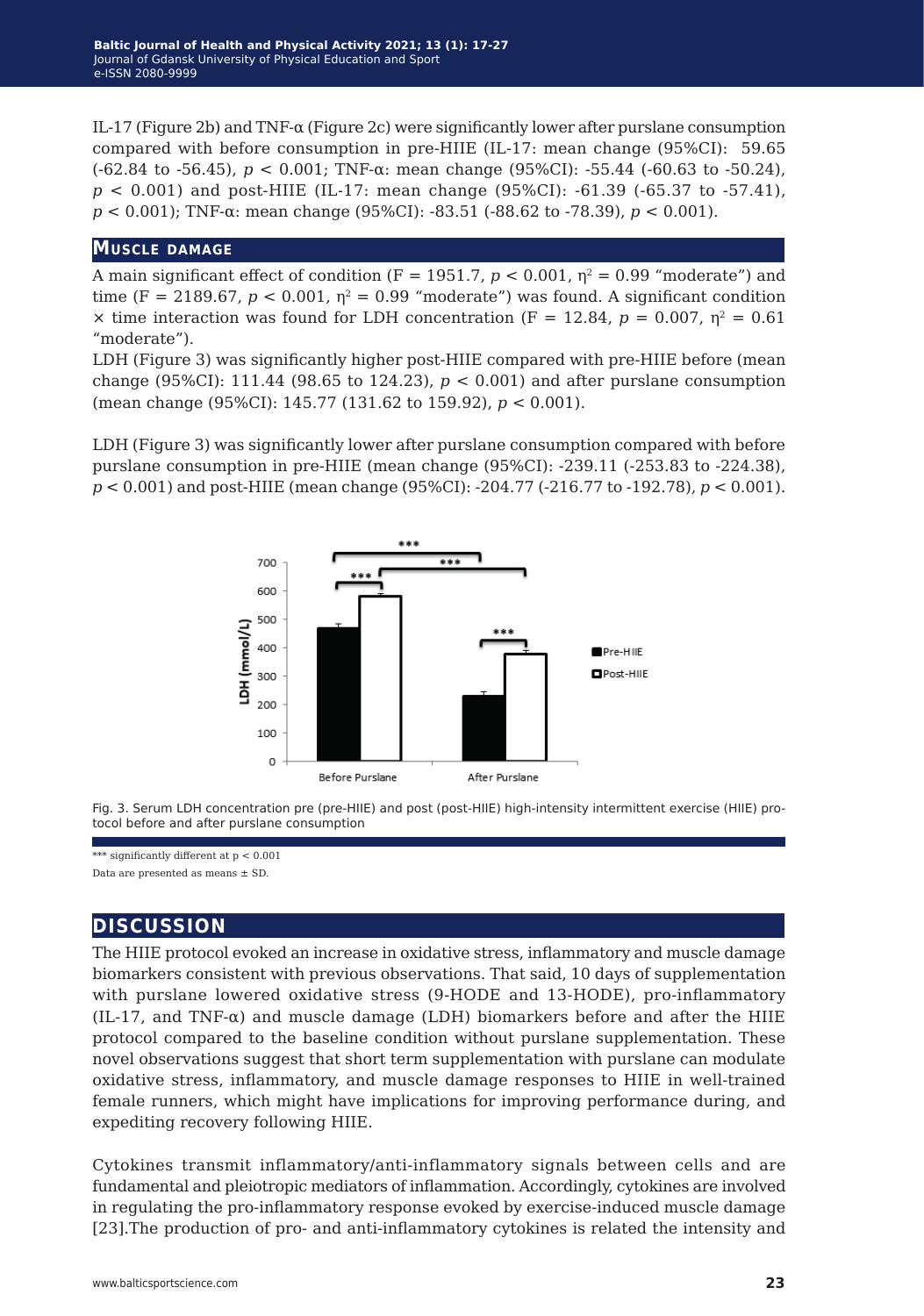IL-17 (Figure 2b) and TNF-α (Figure 2c) were significantly lower after purslane consumption compared with before consumption in pre-HIIE (IL-17: mean change (95%CI): 59.65 (-62.84 to -56.45), $p < 0.001$; TNF-α: mean change (95%CI): -55.44 (-60.63 to -50.24), $p < 0.001$) and post-HIIE (IL-17: mean change (95%CI): -61.39 (-65.37 to -57.41), $p < 0.001$); TNF-α: mean change (95%CI): -83.51 (-88.62 to -78.39), $p < 0.001$).

## Muscle damage

A main significant effect of condition ($F = 1951.7$, $p < 0.001$, $\eta^2 = 0.99$ "moderate") and time ($F = 2189.67$, $p < 0.001$, $\eta^2 = 0.99$ "moderate") was found. A significant condition × time interaction was found for LDH concentration ($F = 12.84$, $p = 0.007$, $\eta^2 = 0.61$ "moderate").

LDH (Figure 3) was significantly higher post-HIIE compared with pre-HIIE before (mean change (95%CI): 111.44 (98.65 to 124.23), $p < 0.001$) and after purslane consumption (mean change (95%CI): 145.77 (131.62 to 159.92), $p < 0.001$).

LDH (Figure 3) was significantly lower after purslane consumption compared with before purslane consumption in pre-HIIE (mean change (95%CI): -239.11 (-253.83 to -224.38), $p < 0.001$) and post-HIIE (mean change (95%CI): -204.77 (-216.77 to -192.78), $p < 0.001$).

Fig. 3. Serum LDH concentration pre (pre-HIIE) and post (post-HIIE) high-intensity intermittent exercise (HIIE) protocol before and after purslane consumption

*** significantly different at $p < 0.001$
Data are presented as means ± SD.

## Discussion

The HIIE protocol evoked an increase in oxidative stress, inflammatory and muscle damage biomarkers consistent with previous observations. That said, 10 days of supplementation with purslane lowered oxidative stress (9-HODE and 13-HODE), pro-inflammatory (IL-17, and TNF-α) and muscle damage (LDH) biomarkers before and after the HIIE protocol compared to the baseline condition without purslane supplementation. These novel observations suggest that short term supplementation with purslane can modulate oxidative stress, inflammatory, and muscle damage responses to HIIE in well-trained female runners, which might have implications for improving performance during, and expediting recovery following HIIE.

Cytokines transmit inflammatory/anti-inflammatory signals between cells and are fundamental and pleiotropic mediators of inflammation. Accordingly, cytokines are involved in regulating the pro-inflammatory response evoked by exercise-induced muscle damage [23].The production of pro- and anti-inflammatory cytokines is related the intensity and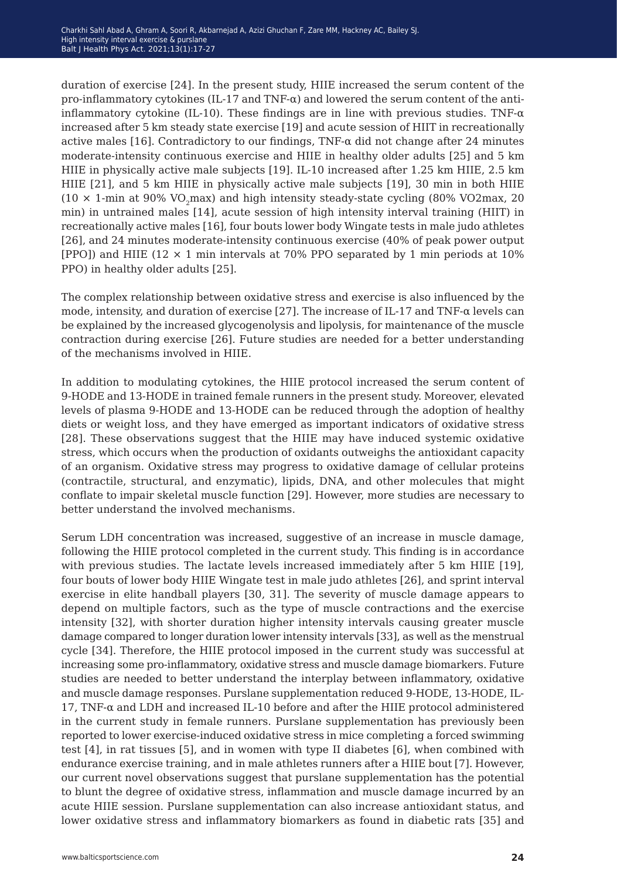duration of exercise [24]. In the present study, HIIE increased the serum content of the pro-inflammatory cytokines (IL-17 and TNF-α) and lowered the serum content of the anti-inflammatory cytokine (IL-10). These findings are in line with previous studies. TNF-α increased after 5 km steady state exercise [19] and acute session of HIIT in recreationally active males [16]. Contradictory to our findings, TNF-α did not change after 24 minutes moderate-intensity continuous exercise and HIIE in healthy older adults [25] and 5 km HIIE in physically active male subjects [19]. IL-10 increased after 1.25 km HIIE, 2.5 km HIIE [21], and 5 km HIIE in physically active male subjects [19], 30 min in both HIIE ($10 \times 1$-min at 90% $VO_2$max) and high intensity steady-state cycling (80% VO2max, 20 min) in untrained males [14], acute session of high intensity interval training (HIIT) in recreationally active males [16], four bouts lower body Wingate tests in male judo athletes [26], and 24 minutes moderate-intensity continuous exercise (40% of peak power output [PPO]) and HIIE ($12 \times 1$ min intervals at 70% PPO separated by 1 min periods at 10% PPO) in healthy older adults [25].

The complex relationship between oxidative stress and exercise is also influenced by the mode, intensity, and duration of exercise [27]. The increase of IL-17 and TNF-α levels can be explained by the increased glycogenolysis and lipolysis, for maintenance of the muscle contraction during exercise [26]. Future studies are needed for a better understanding of the mechanisms involved in HIIE.

In addition to modulating cytokines, the HIIE protocol increased the serum content of 9-HODE and 13-HODE in trained female runners in the present study. Moreover, elevated levels of plasma 9-HODE and 13-HODE can be reduced through the adoption of healthy diets or weight loss, and they have emerged as important indicators of oxidative stress [28]. These observations suggest that the HIIE may have induced systemic oxidative stress, which occurs when the production of oxidants outweighs the antioxidant capacity of an organism. Oxidative stress may progress to oxidative damage of cellular proteins (contractile, structural, and enzymatic), lipids, DNA, and other molecules that might conflate to impair skeletal muscle function [29]. However, more studies are necessary to better understand the involved mechanisms.

Serum LDH concentration was increased, suggestive of an increase in muscle damage, following the HIIE protocol completed in the current study. This finding is in accordance with previous studies. The lactate levels increased immediately after 5 km HIIE [19], four bouts of lower body HIIE Wingate test in male judo athletes [26], and sprint interval exercise in elite handball players [30, 31]. The severity of muscle damage appears to depend on multiple factors, such as the type of muscle contractions and the exercise intensity [32], with shorter duration higher intensity intervals causing greater muscle damage compared to longer duration lower intensity intervals [33], as well as the menstrual cycle [34]. Therefore, the HIIE protocol imposed in the current study was successful at increasing some pro-inflammatory, oxidative stress and muscle damage biomarkers. Future studies are needed to better understand the interplay between inflammatory, oxidative and muscle damage responses. Purslane supplementation reduced 9-HODE, 13-HODE, IL-17, TNF-α and LDH and increased IL-10 before and after the HIIE protocol administered in the current study in female runners. Purslane supplementation has previously been reported to lower exercise-induced oxidative stress in mice completing a forced swimming test [4], in rat tissues [5], and in women with type II diabetes [6], when combined with endurance exercise training, and in male athletes runners after a HIIE bout [7]. However, our current novel observations suggest that purslane supplementation has the potential to blunt the degree of oxidative stress, inflammation and muscle damage incurred by an acute HIIE session. Purslane supplementation can also increase antioxidant status, and lower oxidative stress and inflammatory biomarkers as found in diabetic rats [35] and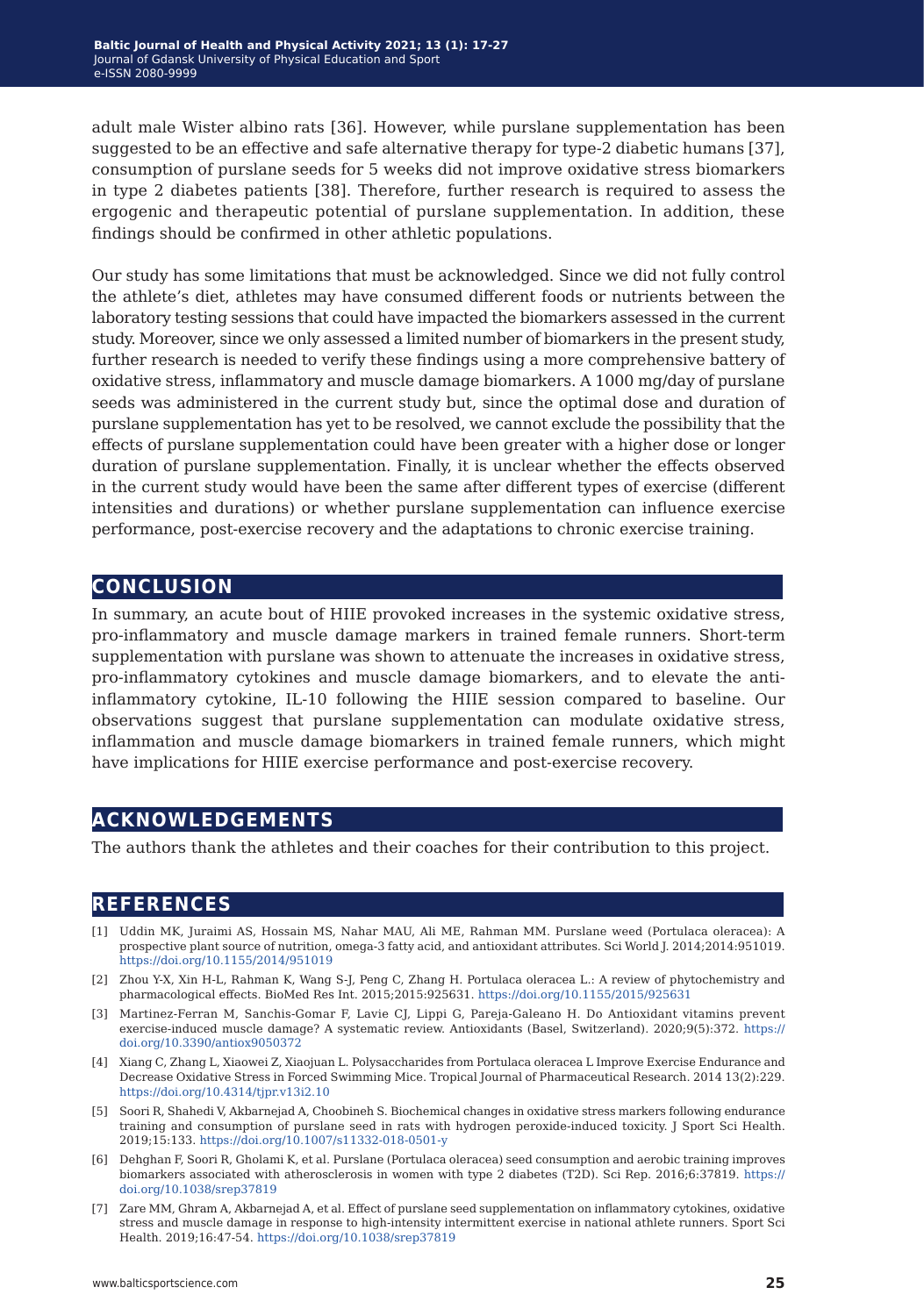adult male Wister albino rats [36]. However, while purslane supplementation has been suggested to be an effective and safe alternative therapy for type-2 diabetic humans [37], consumption of purslane seeds for 5 weeks did not improve oxidative stress biomarkers in type 2 diabetes patients [38]. Therefore, further research is required to assess the ergogenic and therapeutic potential of purslane supplementation. In addition, these findings should be confirmed in other athletic populations.

Our study has some limitations that must be acknowledged. Since we did not fully control the athlete's diet, athletes may have consumed different foods or nutrients between the laboratory testing sessions that could have impacted the biomarkers assessed in the current study. Moreover, since we only assessed a limited number of biomarkers in the present study, further research is needed to verify these findings using a more comprehensive battery of oxidative stress, inflammatory and muscle damage biomarkers. A 1000 mg/day of purslane seeds was administered in the current study but, since the optimal dose and duration of purslane supplementation has yet to be resolved, we cannot exclude the possibility that the effects of purslane supplementation could have been greater with a higher dose or longer duration of purslane supplementation. Finally, it is unclear whether the effects observed in the current study would have been the same after different types of exercise (different intensities and durations) or whether purslane supplementation can influence exercise performance, post-exercise recovery and the adaptations to chronic exercise training.

## CONCLUSION

In summary, an acute bout of HIIE provoked increases in the systemic oxidative stress, pro-inflammatory and muscle damage markers in trained female runners. Short-term supplementation with purslane was shown to attenuate the increases in oxidative stress, pro-inflammatory cytokines and muscle damage biomarkers, and to elevate the anti-inflammatory cytokine, IL-10 following the HIIE session compared to baseline. Our observations suggest that purslane supplementation can modulate oxidative stress, inflammation and muscle damage biomarkers in trained female runners, which might have implications for HIIE exercise performance and post-exercise recovery.

## ACKNOWLEDGEMENTS

The authors thank the athletes and their coaches for their contribution to this project.

## REFERENCES

[1] Uddin MK, Juraimi AS, Hossain MS, Nahar MAU, Ali ME, Rahman MM. Purslane weed (Portulaca oleracea): A prospective plant source of nutrition, omega-3 fatty acid, and antioxidant attributes. Sci World J. 2014;2014:951019. https://doi.org/10.1155/2014/951019

[2] Zhou Y-X, Xin H-L, Rahman K, Wang S-J, Peng C, Zhang H. Portulaca oleracea L.: A review of phytochemistry and pharmacological effects. BioMed Res Int. 2015;2015:925631. https://doi.org/10.1155/2015/925631

[3] Martinez-Ferran M, Sanchis-Gomar F, Lavie CJ, Lippi G, Pareja-Galeano H. Do Antioxidant vitamins prevent exercise-induced muscle damage? A systematic review. Antioxidants (Basel, Switzerland). 2020;9(5):372. https://doi.org/10.3390/antiox9050372

[4] Xiang C, Zhang L, Xiaowei Z, Xiaojuan L. Polysaccharides from Portulaca oleracea L Improve Exercise Endurance and Decrease Oxidative Stress in Forced Swimming Mice. Tropical Journal of Pharmaceutical Research. 2014 13(2):229. https://doi.org/10.4314/tjpr.v13i2.10

[5] Soori R, Shahedi V, Akbarnejad A, Choobineh S. Biochemical changes in oxidative stress markers following endurance training and consumption of purslane seed in rats with hydrogen peroxide-induced toxicity. J Sport Sci Health. 2019;15:133. https://doi.org/10.1007/s11332-018-0501-y

[6] Dehghan F, Soori R, Gholami K, et al. Purslane (Portulaca oleracea) seed consumption and aerobic training improves biomarkers associated with atherosclerosis in women with type 2 diabetes (T2D). Sci Rep. 2016;6:37819. https://doi.org/10.1038/srep37819

[7] Zare MM, Ghram A, Akbarnejad A, et al. Effect of purslane seed supplementation on inflammatory cytokines, oxidative stress and muscle damage in response to high-intensity intermittent exercise in national athlete runners. Sport Sci Health. 2019;16:47-54. https://doi.org/10.1038/srep37819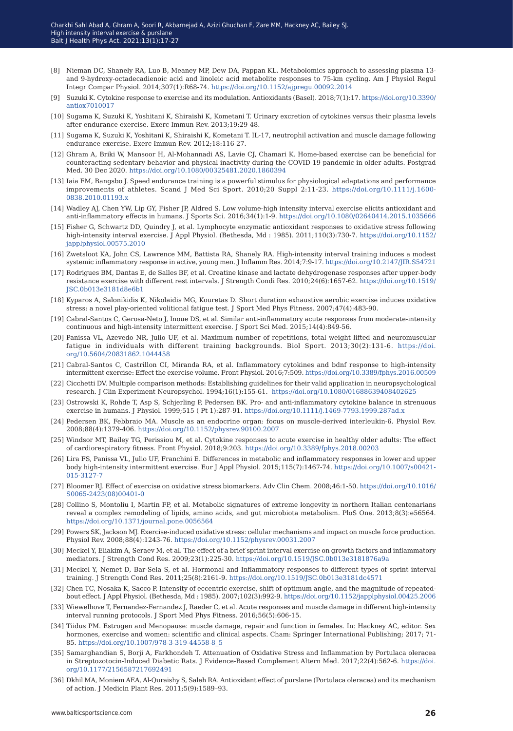[8] Nieman DC, Shanely RA, Luo B, Meaney MP, Dew DA, Pappan KL. Metabolomics approach to assessing plasma 13- and 9-hydroxy-octadecadienoic acid and linoleic acid metabolite responses to 75-km cycling. Am J Physiol Regul Integr Compar Physiol. 2014;307(1):R68-74. https://doi.org/10.1152/ajpregu.00092.2014

[9] Suzuki K. Cytokine response to exercise and its modulation. Antioxidants (Basel). 2018;7(1):17. https://doi.org/10.3390/antiox7010017

[10] Sugama K, Suzuki K, Yoshitani K, Shiraishi K, Kometani T. Urinary excretion of cytokines versus their plasma levels after endurance exercise. Exerc Immun Rev. 2013;19:29-48.

[11] Sugama K, Suzuki K, Yoshitani K, Shiraishi K, Kometani T. IL-17, neutrophil activation and muscle damage following endurance exercise. Exerc Immun Rev. 2012;18:116-27.

[12] Ghram A, Briki W, Mansoor H, Al-Mohannadi AS, Lavie CJ, Chamari K. Home-based exercise can be beneficial for counteracting sedentary behavior and physical inactivity during the COVID-19 pandemic in older adults. Postgrad Med. 30 Dec 2020. https://doi.org/10.1080/00325481.2020.1860394

[13] Iaia FM, Bangsbo J. Speed endurance training is a powerful stimulus for physiological adaptations and performance improvements of athletes. Scand J Med Sci Sport. 2010;20 Suppl 2:11-23. https://doi.org/10.1111/j.1600-0838.2010.01193.x

[14] Wadley AJ, Chen YW, Lip GY, Fisher JP, Aldred S. Low volume-high intensity interval exercise elicits antioxidant and anti-inflammatory effects in humans. J Sports Sci. 2016;34(1):1-9. https://doi.org/10.1080/02640414.2015.1035666

[15] Fisher G, Schwartz DD, Quindry J, et al. Lymphocyte enzymatic antioxidant responses to oxidative stress following high-intensity interval exercise. J Appl Physiol. (Bethesda, Md : 1985). 2011;110(3):730-7. https://doi.org/10.1152/japplphysiol.00575.2010

[16] Zwetsloot KA, John CS, Lawrence MM, Battista RA, Shanely RA. High-intensity interval training induces a modest systemic inflammatory response in active, young men. J Inflamm Res. 2014;7:9-17. https://doi.org/10.2147/JIR.S54721

[17] Rodrigues BM, Dantas E, de Salles BF, et al. Creatine kinase and lactate dehydrogenase responses after upper-body resistance exercise with different rest intervals. J Strength Condi Res. 2010;24(6):1657-62. https://doi.org/10.1519/JSC.0b013e3181d8e6b1

[18] Kyparos A, Salonikidis K, Nikolaidis MG, Kouretas D. Short duration exhaustive aerobic exercise induces oxidative stress: a novel play-oriented volitional fatigue test. J Sport Med Phys Fitness. 2007;47(4):483-90.

[19] Cabral-Santos C, Gerosa-Neto J, Inoue DS, et al. Similar anti-inflammatory acute responses from moderate-intensity continuous and high-intensity intermittent exercise. J Sport Sci Med. 2015;14(4):849-56.

[20] Panissa VL, Azevedo NR, Julio UF, et al. Maximum number of repetitions, total weight lifted and neuromuscular fatigue in individuals with different training backgrounds. Biol Sport. 2013;30(2):131-6. https://doi.org/10.5604/20831862.1044458

[21] Cabral-Santos C, Castrillon CI, Miranda RA, et al. Inflammatory cytokines and bdnf response to high-intensity intermittent exercise: Effect the exercise volume. Front Physiol. 2016;7:509. https://doi.org/10.3389/fphys.2016.00509

[22] Cicchetti DV. Multiple comparison methods: Establishing guidelines for their valid application in neuropsychological research. J Clin Experiment Neuropsychol. 1994;16(1):155-61. https://doi.org/10.1080/01688639408402625

[23] Ostrowski K, Rohde T, Asp S, Schjerling P, Pedersen BK. Pro- and anti-inflammatory cytokine balance in strenuous exercise in humans. J Physiol. 1999;515 ( Pt 1):287-91. https://doi.org/10.1111/j.1469-7793.1999.287ad.x

[24] Pedersen BK, Febbraio MA. Muscle as an endocrine organ: focus on muscle-derived interleukin-6. Physiol Rev. 2008;88(4):1379-406. https://doi.org/10.1152/physrev.90100.2007

[25] Windsor MT, Bailey TG, Perissiou M, et al. Cytokine responses to acute exercise in healthy older adults: The effect of cardiorespiratory fitness. Front Physiol. 2018;9:203. https://doi.org/10.3389/fphys.2018.00203

[26] Lira FS, Panissa VL, Julio UF, Franchini E. Differences in metabolic and inflammatory responses in lower and upper body high-intensity intermittent exercise. Eur J Appl Physiol. 2015;115(7):1467-74. https://doi.org/10.1007/s00421-015-3127-7

[27] Bloomer RJ. Effect of exercise on oxidative stress biomarkers. Adv Clin Chem. 2008;46:1-50. https://doi.org/10.1016/S0065-2423(08)00401-0

[28] Collino S, Montoliu I, Martin FP, et al. Metabolic signatures of extreme longevity in northern Italian centenarians reveal a complex remodeling of lipids, amino acids, and gut microbiota metabolism. PloS One. 2013;8(3):e56564. https://doi.org/10.1371/journal.pone.0056564

[29] Powers SK, Jackson MJ. Exercise-induced oxidative stress: cellular mechanisms and impact on muscle force production. Physiol Rev. 2008;88(4):1243-76. https://doi.org/10.1152/physrev.00031.2007

[30] Meckel Y, Eliakim A, Seraev M, et al. The effect of a brief sprint interval exercise on growth factors and inflammatory mediators. J Strength Cond Res. 2009;23(1):225-30. https://doi.org/10.1519/JSC.0b013e3181876a9a

[31] Meckel Y, Nemet D, Bar-Sela S, et al. Hormonal and Inflammatory responses to different types of sprint interval training. J Strength Cond Res. 2011;25(8):2161-9. https://doi.org/10.1519/JSC.0b013e3181dc4571

[32] Chen TC, Nosaka K, Sacco P. Intensity of eccentric exercise, shift of optimum angle, and the magnitude of repeated-bout effect. J Appl Physiol. (Bethesda, Md : 1985). 2007;102(3):992-9. https://doi.org/10.1152/japplphysiol.00425.2006

[33] Wiewelhove T, Fernandez-Fernandez J, Raeder C, et al. Acute responses and muscle damage in different high-intensity interval running protocols. J Sport Med Phys Fitness. 2016;56(5):606-15.

[34] Tiidus PM. Estrogen and Menopause: muscle damage, repair and function in females. In: Hackney AC, editor. Sex hormones, exercise and women: scientific and clinical aspects. Cham: Springer International Publishing; 2017; 71-85. https://doi.org/10.1007/978-3-319-44558-8_5

[35] Samarghandian S, Borji A, Farkhondeh T. Attenuation of Oxidative Stress and Inflammation by Portulaca oleracea in Streptozotocin-Induced Diabetic Rats. J Evidence-Based Complement Altern Med. 2017;22(4):562-6. https://doi.org/10.1177/2156587217692491

[36] Dkhil MA, Moniem AEA, Al-Quraishy S, Saleh RA. Antioxidant effect of purslane (Portulaca oleracea) and its mechanism of action. J Medicin Plant Res. 2011;5(9):1589–93.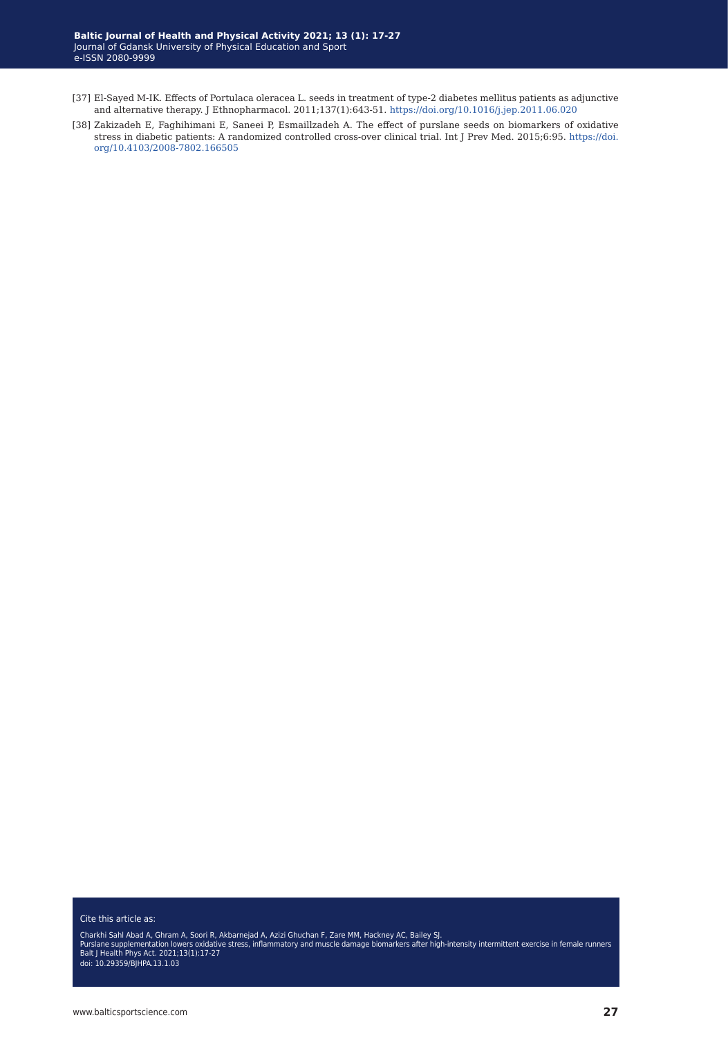[37] El-Sayed M-IK. Effects of Portulaca oleracea L. seeds in treatment of type-2 diabetes mellitus patients as adjunctive and alternative therapy. J Ethnopharmacol. 2011;137(1):643-51. https://doi.org/10.1016/j.jep.2011.06.020

[38] Zakizadeh E, Faghihimani E, Saneei P, Esmaillzadeh A. The effect of purslane seeds on biomarkers of oxidative stress in diabetic patients: A randomized controlled cross-over clinical trial. Int J Prev Med. 2015;6:95. https://doi.org/10.4103/2008-7802.166505

Cite this article as:

Charkhi Sahl Abad A, Ghram A, Soori R, Akbarnejad A, Azizi Ghuchan F, Zare MM, Hackney AC, Bailey SJ.
Purslane supplementation lowers oxidative stress, inflammatory and muscle damage biomarkers after high-intensity intermittent exercise in female runners
Balt J Health Phys Act. 2021;13(1):17-27
doi: 10.29359/BJHPA.13.1.03